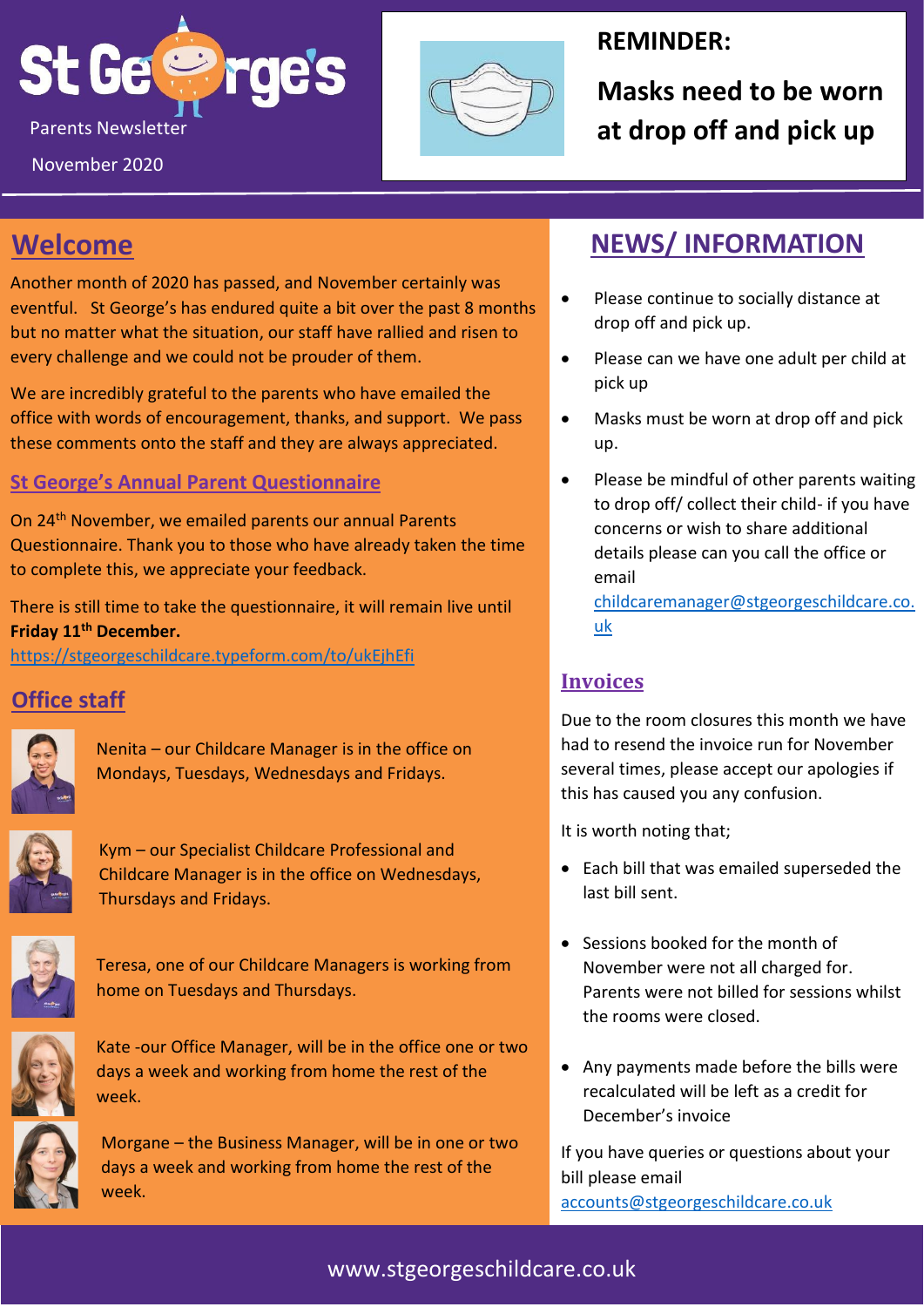# St George's

Parents Newsletter

November 2020

**REMINDER:**

**Masks need to be worn at drop off and pick up**

## Welcome

Another month of 2020 has passed, and November certainly was eventful. St George's has endured quite a bit over the past 8 months but no matter what the situation, our staff have rallied and risen to every challenge and we could not be prouder of them.

We are incredibly grateful to the parents who have emailed the office with words of encouragement, thanks, and support. We pass these comments onto the staff and they are always appreciated.

### St George's Annual Parent Questionnaire

On 24th November, we emailed parents our annual Parents Questionnaire. Thank you to those who have already taken the time to complete this, we appreciate your feedback.

There is still time to take the questionnaire, it will remain live until **Friday 11th December.**
https://stgeorgeschildcare.typeform.com/to/ukEjhEfi

### Office staff

Nenita – our Childcare Manager is in the office on Mondays, Tuesdays, Wednesdays and Fridays.

Kym – our Specialist Childcare Professional and Childcare Manager is in the office on Wednesdays, Thursdays and Fridays.

Teresa, one of our Childcare Managers is working from home on Tuesdays and Thursdays.

Kate -our Office Manager, will be in the office one or two days a week and working from home the rest of the week.

Morgane – the Business Manager, will be in one or two days a week and working from home the rest of the week.

## NEWS/ INFORMATION

- Please continue to socially distance at drop off and pick up.
- Please can we have one adult per child at pick up
- Masks must be worn at drop off and pick up.
- Please be mindful of other parents waiting to drop off/ collect their child- if you have concerns or wish to share additional details please can you call the office or email childcaremanager@stgeorgeschildcare.co.uk

### Invoices

Due to the room closures this month we have had to resend the invoice run for November several times, please accept our apologies if this has caused you any confusion.

It is worth noting that;

- Each bill that was emailed superseded the last bill sent.
- Sessions booked for the month of November were not all charged for. Parents were not billed for sessions whilst the rooms were closed.
- Any payments made before the bills were recalculated will be left as a credit for December's invoice

If you have queries or questions about your bill please email accounts@stgeorgeschildcare.co.uk

www.stgeorgeschildcare.co.uk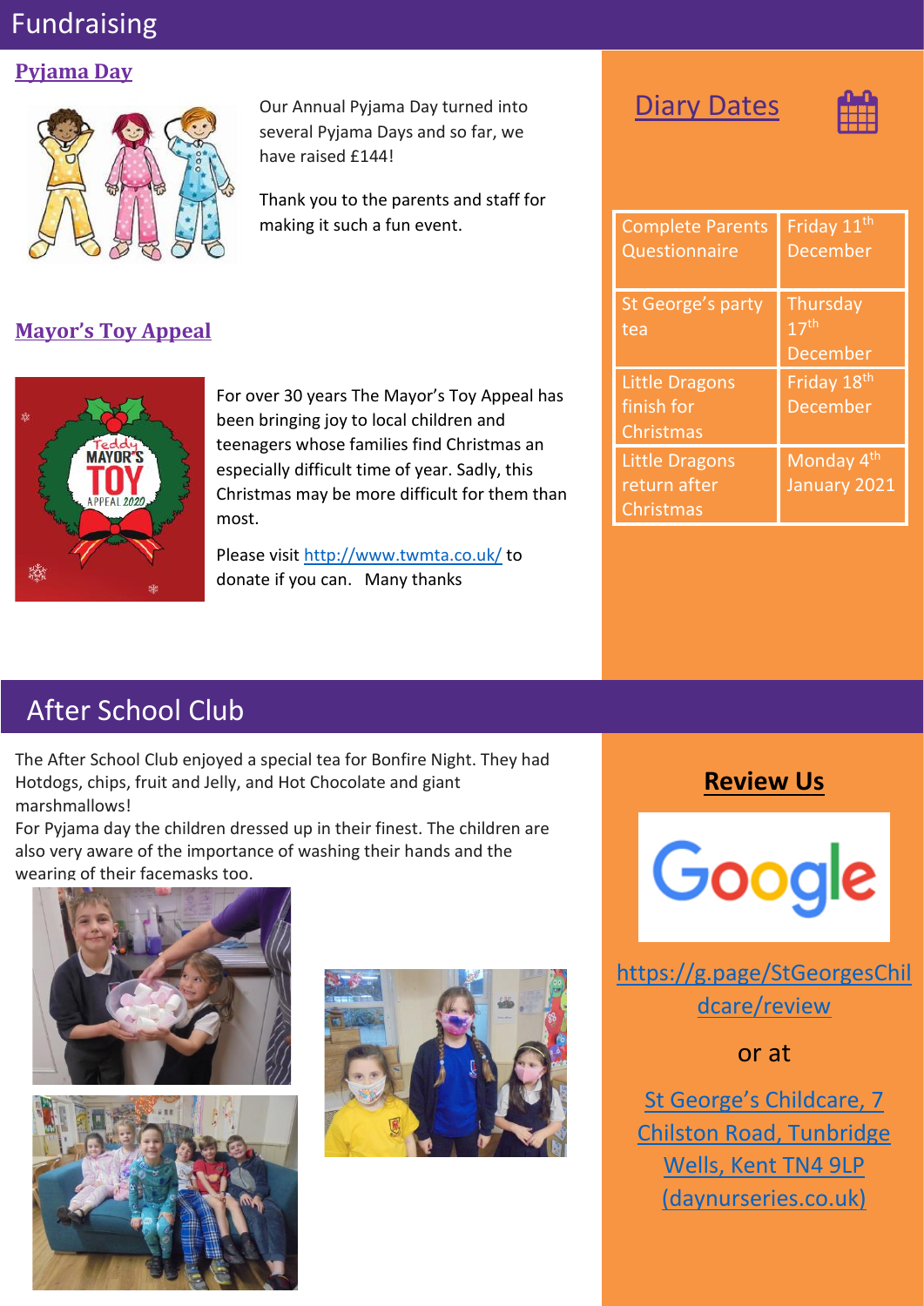# Fundraising

## Pyjama Day

Our Annual Pyjama Day turned into several Pyjama Days and so far, we have raised £144!

Thank you to the parents and staff for making it such a fun event.

## Mayor's Toy Appeal

For over 30 years The Mayor's Toy Appeal has been bringing joy to local children and teenagers whose families find Christmas an especially difficult time of year. Sadly, this Christmas may be more difficult for them than most.

Please visit http://www.twmta.co.uk/ to donate if you can. Many thanks

## Diary Dates

| | |
|---|---|
| Complete Parents Questionnaire | Friday 11th December |
| St George's party tea | Thursday 17th December |
| Little Dragons finish for Christmas | Friday 18th December |
| Little Dragons return after Christmas | Monday 4th January 2021 |

# After School Club

The After School Club enjoyed a special tea for Bonfire Night. They had Hotdogs, chips, fruit and Jelly, and Hot Chocolate and giant marshmallows!

For Pyjama day the children dressed up in their finest. The children are also very aware of the importance of washing their hands and the wearing of their facemasks too.

## Review Us

Google

https://g.page/StGeorgesChildcare/review

or at

St George's Childcare, 7 Chilston Road, Tunbridge Wells, Kent TN4 9LP (daynurseries.co.uk)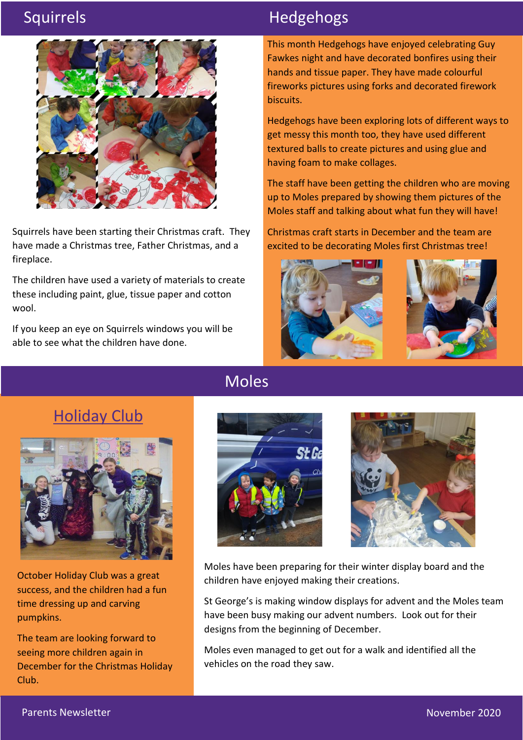## Squirrels

Squirrels have been starting their Christmas craft. They have made a Christmas tree, Father Christmas, and a fireplace.

The children have used a variety of materials to create these including paint, glue, tissue paper and cotton wool.

If you keep an eye on Squirrels windows you will be able to see what the children have done.

## Hedgehogs

This month Hedgehogs have enjoyed celebrating Guy Fawkes night and have decorated bonfires using their hands and tissue paper. They have made colourful fireworks pictures using forks and decorated firework biscuits.

Hedgehogs have been exploring lots of different ways to get messy this month too, they have used different textured balls to create pictures and using glue and having foam to make collages.

The staff have been getting the children who are moving up to Moles prepared by showing them pictures of the Moles staff and talking about what fun they will have!

Christmas craft starts in December and the team are excited to be decorating Moles first Christmas tree!

## Moles

### Holiday Club

October Holiday Club was a great success, and the children had a fun time dressing up and carving pumpkins.

The team are looking forward to seeing more children again in December for the Christmas Holiday Club.

Moles have been preparing for their winter display board and the children have enjoyed making their creations.

St George's is making window displays for advent and the Moles team have been busy making our advent numbers. Look out for their designs from the beginning of December.

Moles even managed to get out for a walk and identified all the vehicles on the road they saw.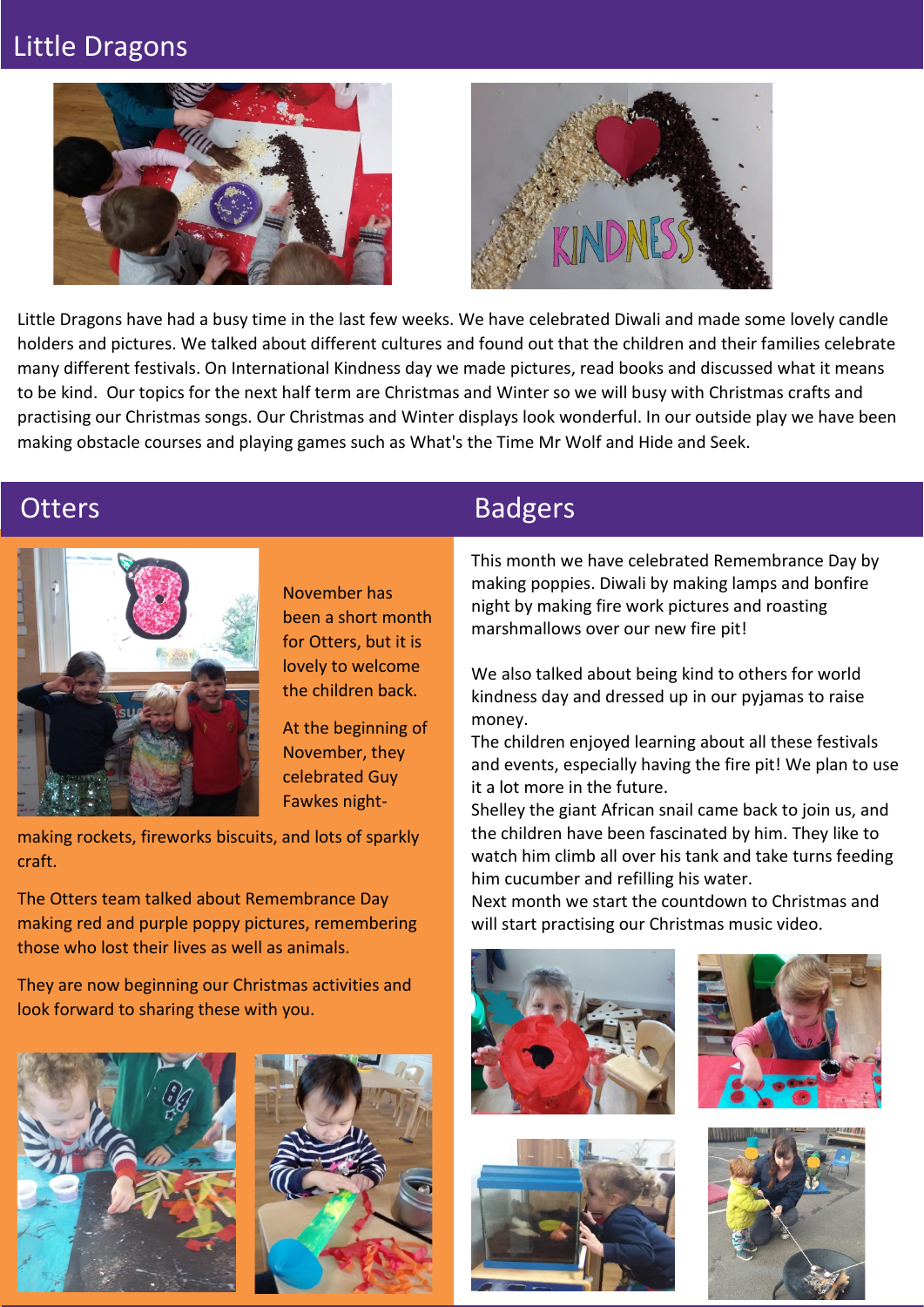## Little Dragons

Little Dragons have had a busy time in the last few weeks. We have celebrated Diwali and made some lovely candle holders and pictures. We talked about different cultures and found out that the children and their families celebrate many different festivals. On International Kindness day we made pictures, read books and discussed what it means to be kind. Our topics for the next half term are Christmas and Winter so we will busy with Christmas crafts and practising our Christmas songs. Our Christmas and Winter displays look wonderful. In our outside play we have been making obstacle courses and playing games such as What's the Time Mr Wolf and Hide and Seek.

## Otters

November has been a short month for Otters, but it is lovely to welcome the children back.

At the beginning of November, they celebrated Guy Fawkes night- making rockets, fireworks biscuits, and lots of sparkly craft.

The Otters team talked about Remembrance Day making red and purple poppy pictures, remembering those who lost their lives as well as animals.

They are now beginning our Christmas activities and look forward to sharing these with you.

## Badgers

This month we have celebrated Remembrance Day by making poppies. Diwali by making lamps and bonfire night by making fire work pictures and roasting marshmallows over our new fire pit!

We also talked about being kind to others for world kindness day and dressed up in our pyjamas to raise money.
The children enjoyed learning about all these festivals and events, especially having the fire pit! We plan to use it a lot more in the future.
Shelley the giant African snail came back to join us, and the children have been fascinated by him. They like to watch him climb all over his tank and take turns feeding him cucumber and refilling his water.
Next month we start the countdown to Christmas and will start practising our Christmas music video.